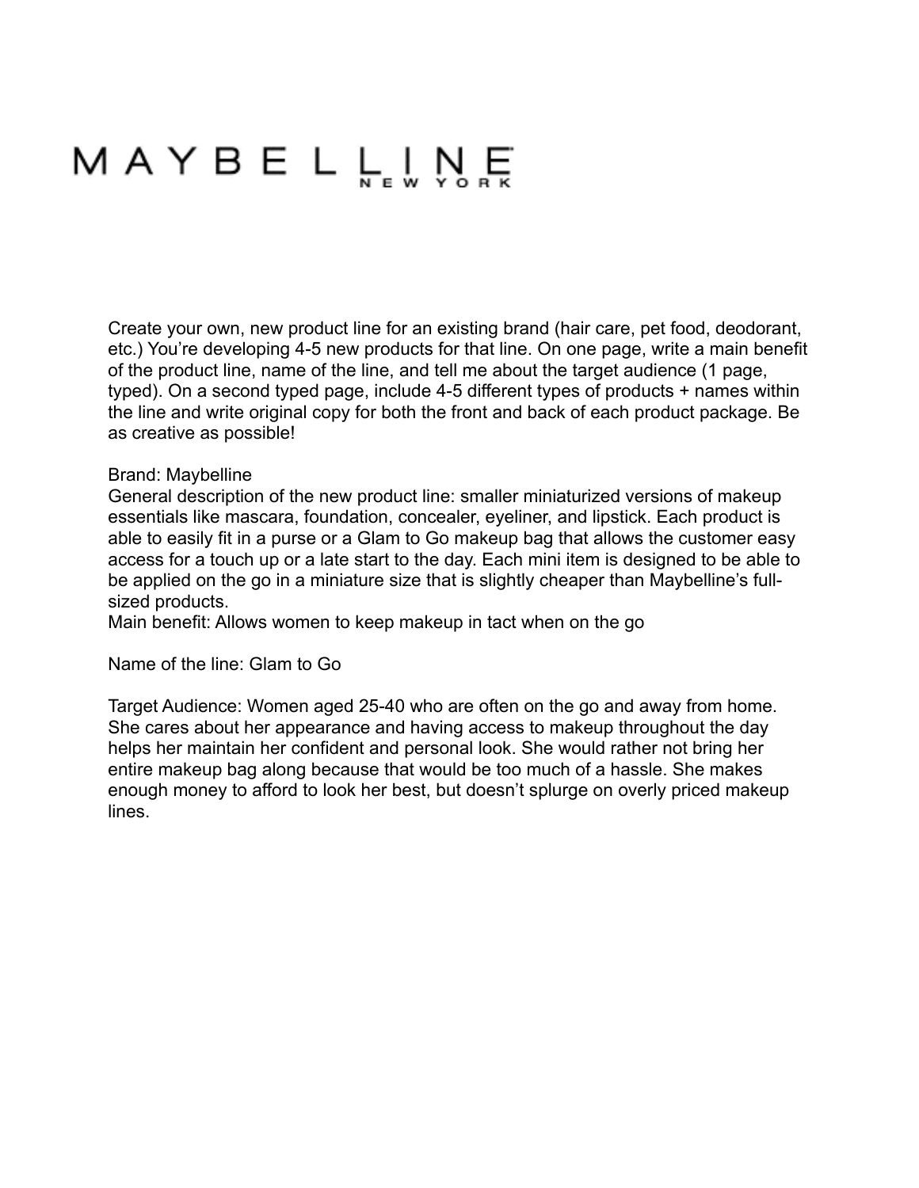# MAYBELLINE NEW YORK

Create your own, new product line for an existing brand (hair care, pet food, deodorant, etc.) You're developing 4-5 new products for that line. On one page, write a main benefit of the product line, name of the line, and tell me about the target audience (1 page, typed). On a second typed page, include 4-5 different types of products + names within the line and write original copy for both the front and back of each product package. Be as creative as possible!

Brand: Maybelline
General description of the new product line: smaller miniaturized versions of makeup essentials like mascara, foundation, concealer, eyeliner, and lipstick. Each product is able to easily fit in a purse or a Glam to Go makeup bag that allows the customer easy access for a touch up or a late start to the day. Each mini item is designed to be able to be applied on the go in a miniature size that is slightly cheaper than Maybelline's full-sized products.
Main benefit: Allows women to keep makeup in tact when on the go

Name of the line: Glam to Go

Target Audience: Women aged 25-40 who are often on the go and away from home. She cares about her appearance and having access to makeup throughout the day helps her maintain her confident and personal look. She would rather not bring her entire makeup bag along because that would be too much of a hassle. She makes enough money to afford to look her best, but doesn't splurge on overly priced makeup lines.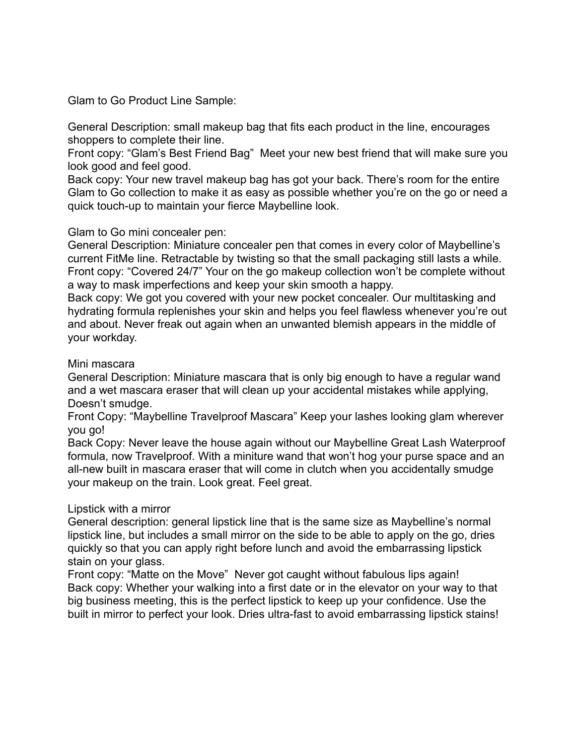Glam to Go Product Line Sample:

General Description: small makeup bag that fits each product in the line, encourages shoppers to complete their line.
Front copy: "Glam's Best Friend Bag"  Meet your new best friend that will make sure you look good and feel good.
Back copy: Your new travel makeup bag has got your back. There's room for the entire Glam to Go collection to make it as easy as possible whether you're on the go or need a quick touch-up to maintain your fierce Maybelline look.

Glam to Go mini concealer pen:
General Description: Miniature concealer pen that comes in every color of Maybelline's current FitMe line. Retractable by twisting so that the small packaging still lasts a while.
Front copy: "Covered 24/7" Your on the go makeup collection won't be complete without a way to mask imperfections and keep your skin smooth a happy.
Back copy: We got you covered with your new pocket concealer. Our multitasking and hydrating formula replenishes your skin and helps you feel flawless whenever you're out and about. Never freak out again when an unwanted blemish appears in the middle of your workday.

Mini mascara
General Description: Miniature mascara that is only big enough to have a regular wand and a wet mascara eraser that will clean up your accidental mistakes while applying, Doesn't smudge.
Front Copy: "Maybelline Travelproof Mascara" Keep your lashes looking glam wherever you go!
Back Copy: Never leave the house again without our Maybelline Great Lash Waterproof formula, now Travelproof. With a miniture wand that won't hog your purse space and an all-new built in mascara eraser that will come in clutch when you accidentally smudge your makeup on the train. Look great. Feel great.

Lipstick with a mirror
General description: general lipstick line that is the same size as Maybelline's normal lipstick line, but includes a small mirror on the side to be able to apply on the go, dries quickly so that you can apply right before lunch and avoid the embarrassing lipstick stain on your glass.
Front copy: "Matte on the Move"  Never got caught without fabulous lips again!
Back copy: Whether your walking into a first date or in the elevator on your way to that big business meeting, this is the perfect lipstick to keep up your confidence. Use the built in mirror to perfect your look. Dries ultra-fast to avoid embarrassing lipstick stains!